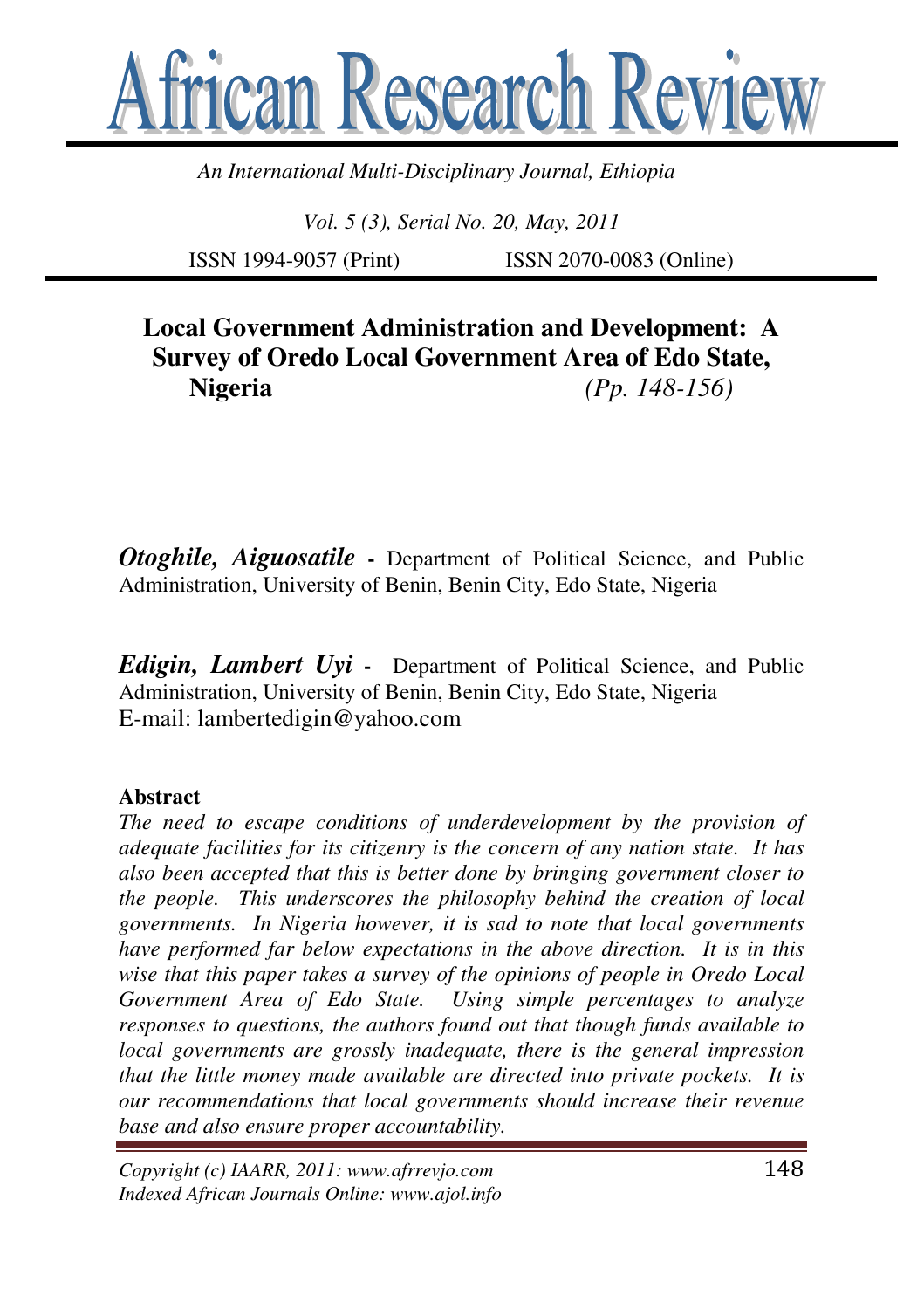# Local Government Administration and Development: A Survey of Oredo Local Government Area of Edo State, Nigeria

***Otoghile, Aiguosatile*** **-** Department of Political Science, and Public Administration, University of Benin, Benin City, Edo State, Nigeria

***Edigin, Lambert Uyi*** **-** Department of Political Science, and Public Administration, University of Benin, Benin City, Edo State, Nigeria
E-mail: lambertedigin@yahoo.com

## Abstract

*The need to escape conditions of underdevelopment by the provision of adequate facilities for its citizenry is the concern of any nation state. It has also been accepted that this is better done by bringing government closer to the people. This underscores the philosophy behind the creation of local governments. In Nigeria however, it is sad to note that local governments have performed far below expectations in the above direction. It is in this wise that this paper takes a survey of the opinions of people in Oredo Local Government Area of Edo State. Using simple percentages to analyze responses to questions, the authors found out that though funds available to local governments are grossly inadequate, there is the general impression that the little money made available are directed into private pockets. It is our recommendations that local governments should increase their revenue base and also ensure proper accountability.*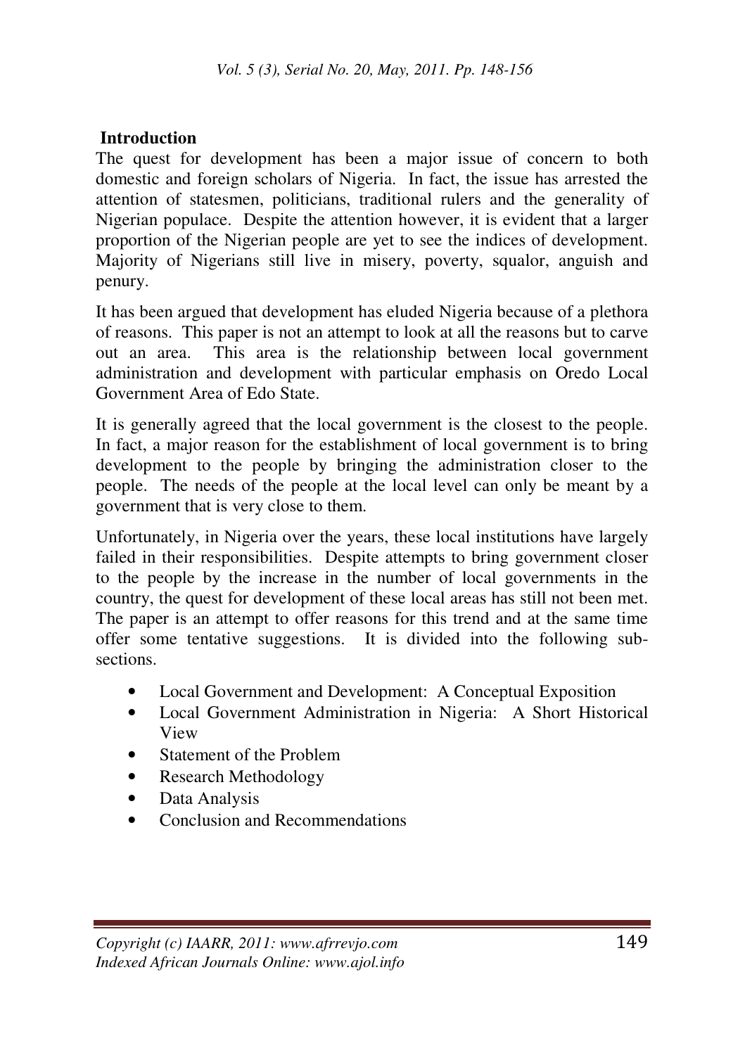## Introduction

The quest for development has been a major issue of concern to both domestic and foreign scholars of Nigeria. In fact, the issue has arrested the attention of statesmen, politicians, traditional rulers and the generality of Nigerian populace. Despite the attention however, it is evident that a larger proportion of the Nigerian people are yet to see the indices of development. Majority of Nigerians still live in misery, poverty, squalor, anguish and penury.

It has been argued that development has eluded Nigeria because of a plethora of reasons. This paper is not an attempt to look at all the reasons but to carve out an area. This area is the relationship between local government administration and development with particular emphasis on Oredo Local Government Area of Edo State.

It is generally agreed that the local government is the closest to the people. In fact, a major reason for the establishment of local government is to bring development to the people by bringing the administration closer to the people. The needs of the people at the local level can only be meant by a government that is very close to them.

Unfortunately, in Nigeria over the years, these local institutions have largely failed in their responsibilities. Despite attempts to bring government closer to the people by the increase in the number of local governments in the country, the quest for development of these local areas has still not been met. The paper is an attempt to offer reasons for this trend and at the same time offer some tentative suggestions. It is divided into the following sub-sections.

- Local Government and Development: A Conceptual Exposition
- Local Government Administration in Nigeria: A Short Historical View
- Statement of the Problem
- Research Methodology
- Data Analysis
- Conclusion and Recommendations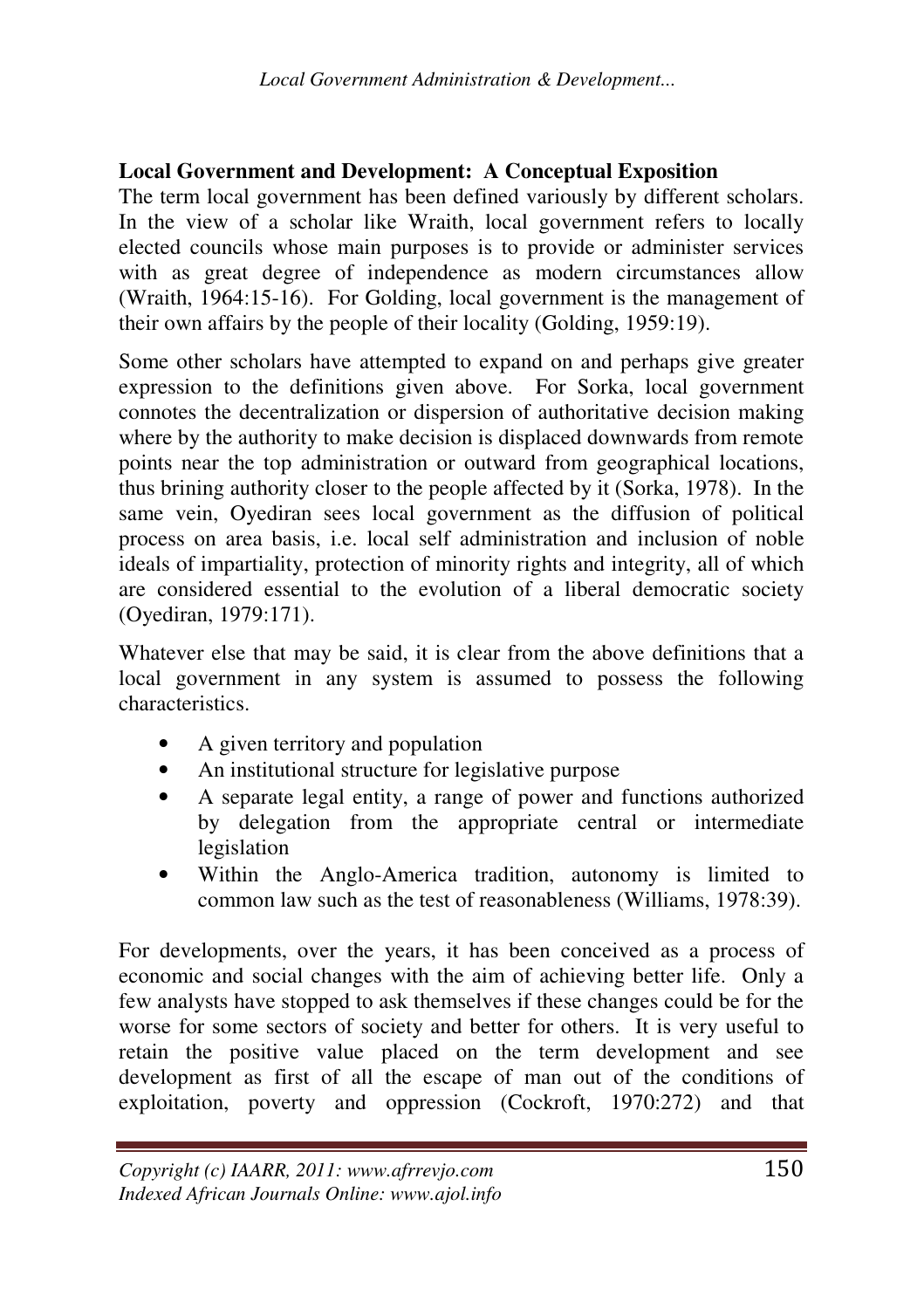**Local Government and Development: A Conceptual Exposition**

The term local government has been defined variously by different scholars. In the view of a scholar like Wraith, local government refers to locally elected councils whose main purposes is to provide or administer services with as great degree of independence as modern circumstances allow (Wraith, 1964:15-16). For Golding, local government is the management of their own affairs by the people of their locality (Golding, 1959:19).

Some other scholars have attempted to expand on and perhaps give greater expression to the definitions given above. For Sorka, local government connotes the decentralization or dispersion of authoritative decision making where by the authority to make decision is displaced downwards from remote points near the top administration or outward from geographical locations, thus brining authority closer to the people affected by it (Sorka, 1978). In the same vein, Oyediran sees local government as the diffusion of political process on area basis, i.e. local self administration and inclusion of noble ideals of impartiality, protection of minority rights and integrity, all of which are considered essential to the evolution of a liberal democratic society (Oyediran, 1979:171).

Whatever else that may be said, it is clear from the above definitions that a local government in any system is assumed to possess the following characteristics.

- A given territory and population
- An institutional structure for legislative purpose
- A separate legal entity, a range of power and functions authorized by delegation from the appropriate central or intermediate legislation
- Within the Anglo-America tradition, autonomy is limited to common law such as the test of reasonableness (Williams, 1978:39).

For developments, over the years, it has been conceived as a process of economic and social changes with the aim of achieving better life. Only a few analysts have stopped to ask themselves if these changes could be for the worse for some sectors of society and better for others. It is very useful to retain the positive value placed on the term development and see development as first of all the escape of man out of the conditions of exploitation, poverty and oppression (Cockroft, 1970:272) and that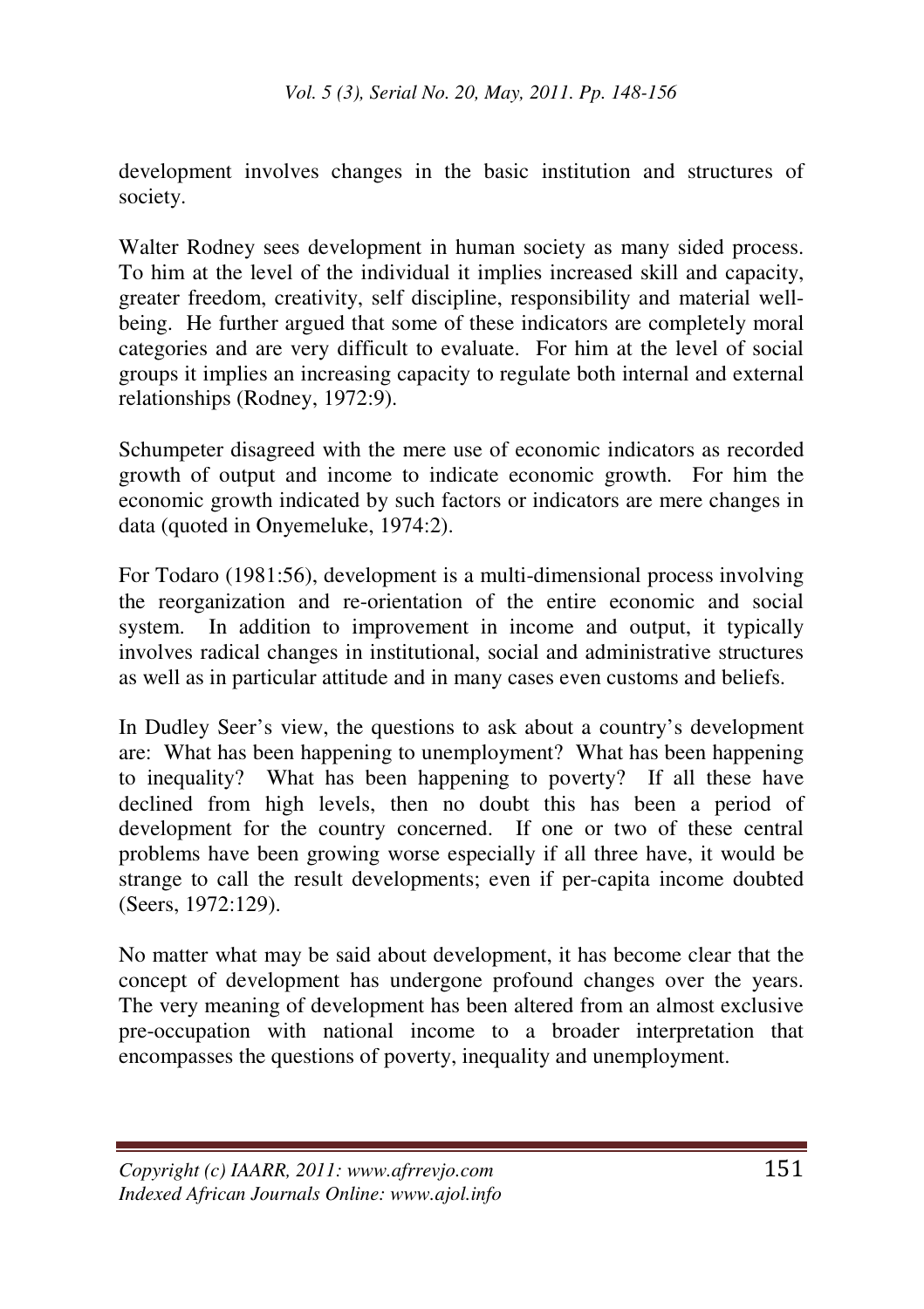development involves changes in the basic institution and structures of society.

Walter Rodney sees development in human society as many sided process. To him at the level of the individual it implies increased skill and capacity, greater freedom, creativity, self discipline, responsibility and material well-being. He further argued that some of these indicators are completely moral categories and are very difficult to evaluate. For him at the level of social groups it implies an increasing capacity to regulate both internal and external relationships (Rodney, 1972:9).

Schumpeter disagreed with the mere use of economic indicators as recorded growth of output and income to indicate economic growth. For him the economic growth indicated by such factors or indicators are mere changes in data (quoted in Onyemeluke, 1974:2).

For Todaro (1981:56), development is a multi-dimensional process involving the reorganization and re-orientation of the entire economic and social system. In addition to improvement in income and output, it typically involves radical changes in institutional, social and administrative structures as well as in particular attitude and in many cases even customs and beliefs.

In Dudley Seer's view, the questions to ask about a country's development are: What has been happening to unemployment? What has been happening to inequality? What has been happening to poverty? If all these have declined from high levels, then no doubt this has been a period of development for the country concerned. If one or two of these central problems have been growing worse especially if all three have, it would be strange to call the result developments; even if per-capita income doubted (Seers, 1972:129).

No matter what may be said about development, it has become clear that the concept of development has undergone profound changes over the years. The very meaning of development has been altered from an almost exclusive pre-occupation with national income to a broader interpretation that encompasses the questions of poverty, inequality and unemployment.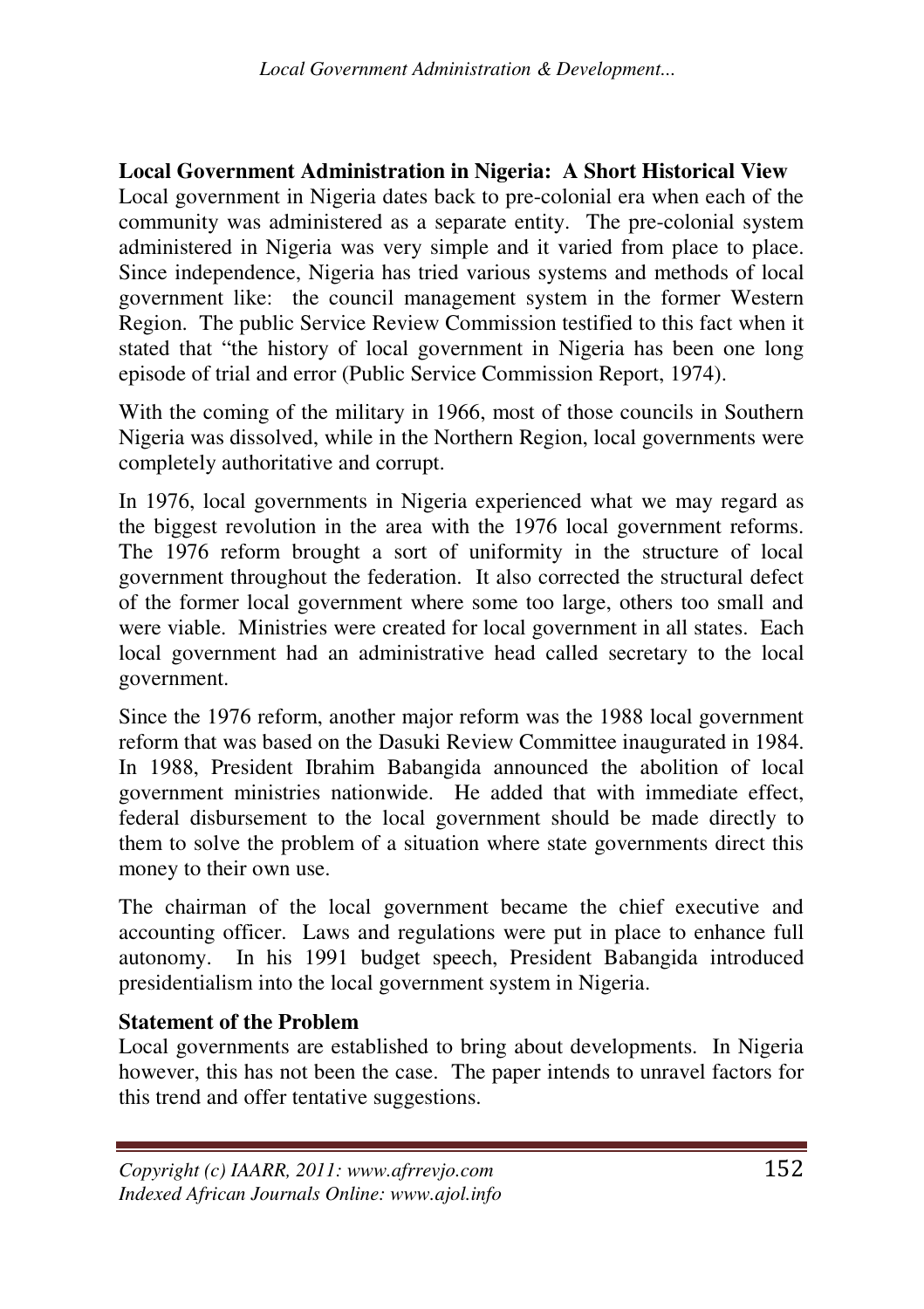**Local Government Administration in Nigeria: A Short Historical View**

Local government in Nigeria dates back to pre-colonial era when each of the community was administered as a separate entity. The pre-colonial system administered in Nigeria was very simple and it varied from place to place. Since independence, Nigeria has tried various systems and methods of local government like: the council management system in the former Western Region. The public Service Review Commission testified to this fact when it stated that "the history of local government in Nigeria has been one long episode of trial and error (Public Service Commission Report, 1974).

With the coming of the military in 1966, most of those councils in Southern Nigeria was dissolved, while in the Northern Region, local governments were completely authoritative and corrupt.

In 1976, local governments in Nigeria experienced what we may regard as the biggest revolution in the area with the 1976 local government reforms. The 1976 reform brought a sort of uniformity in the structure of local government throughout the federation. It also corrected the structural defect of the former local government where some too large, others too small and were viable. Ministries were created for local government in all states. Each local government had an administrative head called secretary to the local government.

Since the 1976 reform, another major reform was the 1988 local government reform that was based on the Dasuki Review Committee inaugurated in 1984. In 1988, President Ibrahim Babangida announced the abolition of local government ministries nationwide. He added that with immediate effect, federal disbursement to the local government should be made directly to them to solve the problem of a situation where state governments direct this money to their own use.

The chairman of the local government became the chief executive and accounting officer. Laws and regulations were put in place to enhance full autonomy. In his 1991 budget speech, President Babangida introduced presidentialism into the local government system in Nigeria.

**Statement of the Problem**

Local governments are established to bring about developments. In Nigeria however, this has not been the case. The paper intends to unravel factors for this trend and offer tentative suggestions.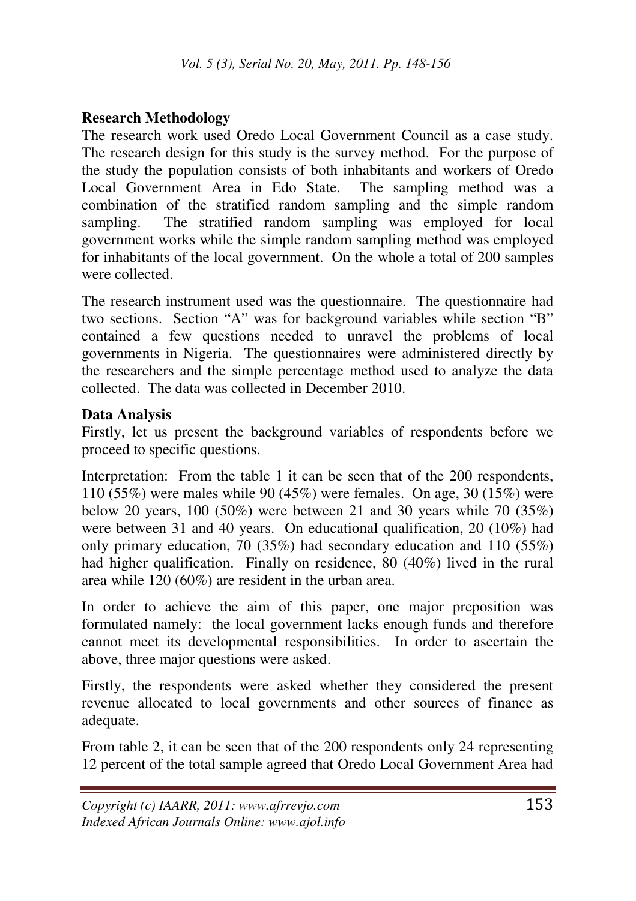**Research Methodology**

The research work used Oredo Local Government Council as a case study. The research design for this study is the survey method. For the purpose of the study the population consists of both inhabitants and workers of Oredo Local Government Area in Edo State. The sampling method was a combination of the stratified random sampling and the simple random sampling. The stratified random sampling was employed for local government works while the simple random sampling method was employed for inhabitants of the local government. On the whole a total of 200 samples were collected.

The research instrument used was the questionnaire. The questionnaire had two sections. Section "A" was for background variables while section "B" contained a few questions needed to unravel the problems of local governments in Nigeria. The questionnaires were administered directly by the researchers and the simple percentage method used to analyze the data collected. The data was collected in December 2010.

**Data Analysis**

Firstly, let us present the background variables of respondents before we proceed to specific questions.

Interpretation: From the table 1 it can be seen that of the 200 respondents, 110 (55%) were males while 90 (45%) were females. On age, 30 (15%) were below 20 years, 100 (50%) were between 21 and 30 years while 70 (35%) were between 31 and 40 years. On educational qualification, 20 (10%) had only primary education, 70 (35%) had secondary education and 110 (55%) had higher qualification. Finally on residence, 80 (40%) lived in the rural area while 120 (60%) are resident in the urban area.

In order to achieve the aim of this paper, one major preposition was formulated namely: the local government lacks enough funds and therefore cannot meet its developmental responsibilities. In order to ascertain the above, three major questions were asked.

Firstly, the respondents were asked whether they considered the present revenue allocated to local governments and other sources of finance as adequate.

From table 2, it can be seen that of the 200 respondents only 24 representing 12 percent of the total sample agreed that Oredo Local Government Area had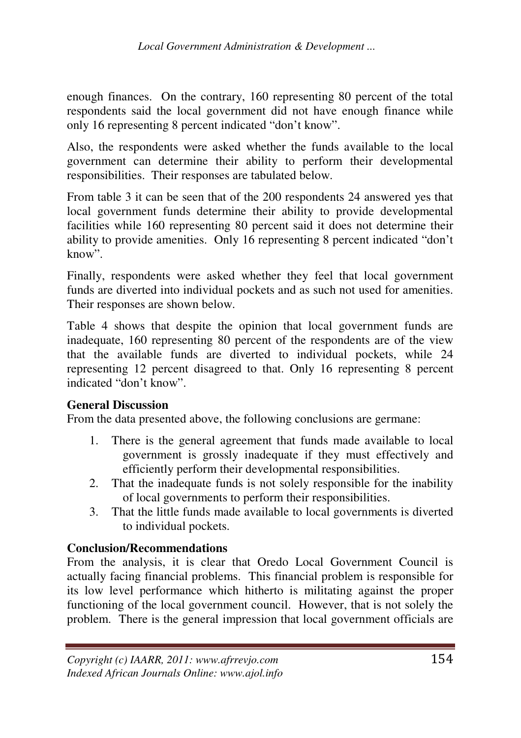enough finances. On the contrary, 160 representing 80 percent of the total respondents said the local government did not have enough finance while only 16 representing 8 percent indicated "don't know".

Also, the respondents were asked whether the funds available to the local government can determine their ability to perform their developmental responsibilities. Their responses are tabulated below.

From table 3 it can be seen that of the 200 respondents 24 answered yes that local government funds determine their ability to provide developmental facilities while 160 representing 80 percent said it does not determine their ability to provide amenities. Only 16 representing 8 percent indicated "don't know".

Finally, respondents were asked whether they feel that local government funds are diverted into individual pockets and as such not used for amenities. Their responses are shown below.

Table 4 shows that despite the opinion that local government funds are inadequate, 160 representing 80 percent of the respondents are of the view that the available funds are diverted to individual pockets, while 24 representing 12 percent disagreed to that. Only 16 representing 8 percent indicated "don't know".

**General Discussion**

From the data presented above, the following conclusions are germane:

1. There is the general agreement that funds made available to local government is grossly inadequate if they must effectively and efficiently perform their developmental responsibilities.
2. That the inadequate funds is not solely responsible for the inability of local governments to perform their responsibilities.
3. That the little funds made available to local governments is diverted to individual pockets.

**Conclusion/Recommendations**

From the analysis, it is clear that Oredo Local Government Council is actually facing financial problems. This financial problem is responsible for its low level performance which hitherto is militating against the proper functioning of the local government council. However, that is not solely the problem. There is the general impression that local government officials are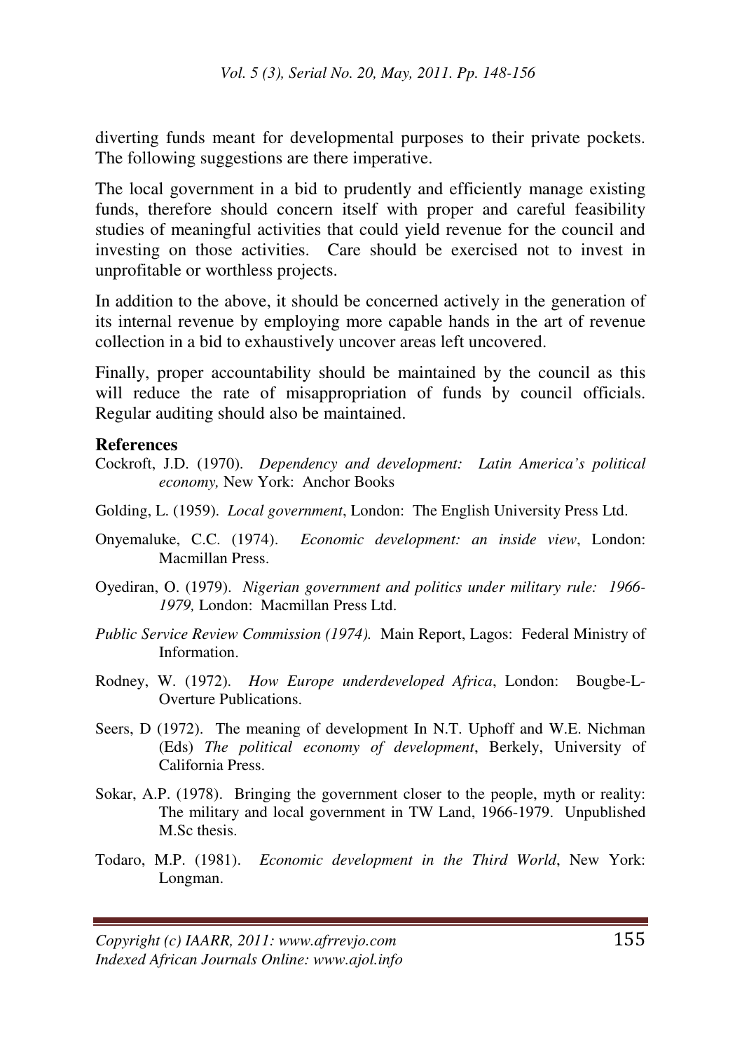diverting funds meant for developmental purposes to their private pockets. The following suggestions are there imperative.

The local government in a bid to prudently and efficiently manage existing funds, therefore should concern itself with proper and careful feasibility studies of meaningful activities that could yield revenue for the council and investing on those activities. Care should be exercised not to invest in unprofitable or worthless projects.

In addition to the above, it should be concerned actively in the generation of its internal revenue by employing more capable hands in the art of revenue collection in a bid to exhaustively uncover areas left uncovered.

Finally, proper accountability should be maintained by the council as this will reduce the rate of misappropriation of funds by council officials. Regular auditing should also be maintained.

## References

Cockroft, J.D. (1970). *Dependency and development: Latin America's political economy,* New York: Anchor Books

Golding, L. (1959). *Local government*, London: The English University Press Ltd.

Onyemaluke, C.C. (1974). *Economic development: an inside view*, London: Macmillan Press.

Oyediran, O. (1979). *Nigerian government and politics under military rule: 1966-1979,* London: Macmillan Press Ltd.

*Public Service Review Commission (1974).* Main Report, Lagos: Federal Ministry of Information.

Rodney, W. (1972). *How Europe underdeveloped Africa*, London: Bougbe-L-Overture Publications.

Seers, D (1972). The meaning of development In N.T. Uphoff and W.E. Nichman (Eds) *The political economy of development*, Berkely, University of California Press.

Sokar, A.P. (1978). Bringing the government closer to the people, myth or reality: The military and local government in TW Land, 1966-1979. Unpublished M.Sc thesis.

Todaro, M.P. (1981). *Economic development in the Third World*, New York: Longman.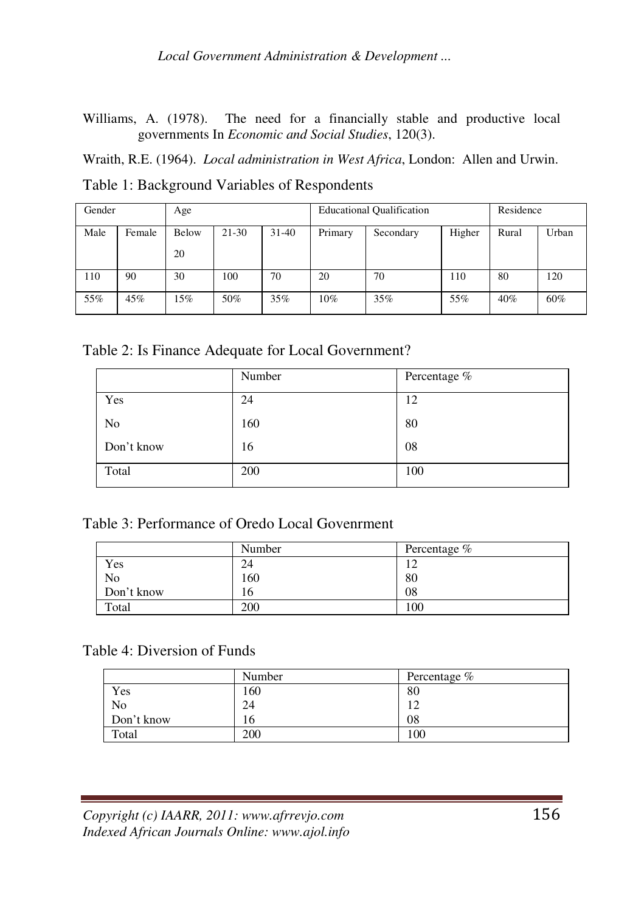Williams, A. (1978). The need for a financially stable and productive local governments In *Economic and Social Studies*, 120(3).

Wraith, R.E. (1964). *Local administration in West Africa*, London: Allen and Urwin.

Table 1: Background Variables of Respondents

| Gender | | Age | | | Educational Qualification | | | Residence | |
|---|---|---|---|---|---|---|---|---|---|
| Male | Female | Below 20 | 21-30 | 31-40 | Primary | Secondary | Higher | Rural | Urban |
| 110 | 90 | 30 | 100 | 70 | 20 | 70 | 110 | 80 | 120 |
| 55% | 45% | 15% | 50% | 35% | 10% | 35% | 55% | 40% | 60% |

Table 2: Is Finance Adequate for Local Government?

| | Number | Percentage % |
|---|---|---|
| Yes | 24 | 12 |
| No | 160 | 80 |
| Don't know | 16 | 08 |
| Total | 200 | 100 |

Table 3: Performance of Oredo Local Govenrment

| | Number | Percentage % |
|---|---|---|
| Yes | 24 | 12 |
| No | 160 | 80 |
| Don't know | 16 | 08 |
| Total | 200 | 100 |

Table 4: Diversion of Funds

| | Number | Percentage % |
|---|---|---|
| Yes | 160 | 80 |
| No | 24 | 12 |
| Don't know | 16 | 08 |
| Total | 200 | 100 |